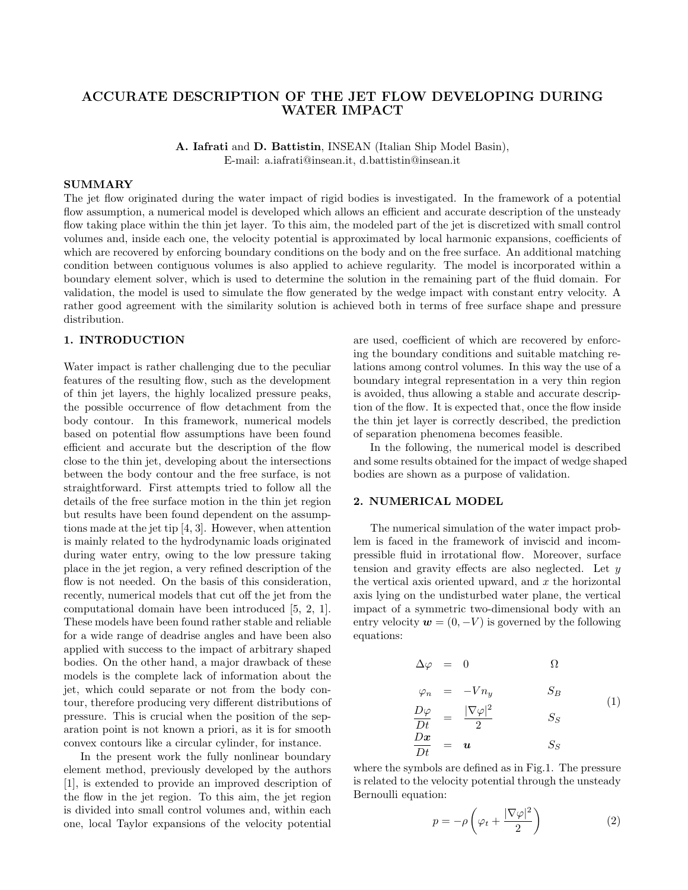# ACCURATE DESCRIPTION OF THE JET FLOW DEVELOPING DURING WATER IMPACT

**A. Iafrati** and **D. Battistin**, INSEAN (Italian Ship Model Basin),
E-mail: a.iafrati@insean.it, d.battistin@insean.it

## SUMMARY

The jet flow originated during the water impact of rigid bodies is investigated. In the framework of a potential flow assumption, a numerical model is developed which allows an efficient and accurate description of the unsteady flow taking place within the thin jet layer. To this aim, the modeled part of the jet is discretized with small control volumes and, inside each one, the velocity potential is approximated by local harmonic expansions, coefficients of which are recovered by enforcing boundary conditions on the body and on the free surface. An additional matching condition between contiguous volumes is also applied to achieve regularity. The model is incorporated within a boundary element solver, which is used to determine the solution in the remaining part of the fluid domain. For validation, the model is used to simulate the flow generated by the wedge impact with constant entry velocity. A rather good agreement with the similarity solution is achieved both in terms of free surface shape and pressure distribution.

## 1. INTRODUCTION

Water impact is rather challenging due to the peculiar features of the resulting flow, such as the development of thin jet layers, the highly localized pressure peaks, the possible occurrence of flow detachment from the body contour. In this framework, numerical models based on potential flow assumptions have been found efficient and accurate but the description of the flow close to the thin jet, developing about the intersections between the body contour and the free surface, is not straightforward. First attempts tried to follow all the details of the free surface motion in the thin jet region but results have been found dependent on the assumptions made at the jet tip [4, 3]. However, when attention is mainly related to the hydrodynamic loads originated during water entry, owing to the low pressure taking place in the jet region, a very refined description of the flow is not needed. On the basis of this consideration, recently, numerical models that cut off the jet from the computational domain have been introduced [5, 2, 1]. These models have been found rather stable and reliable for a wide range of deadrise angles and have been also applied with success to the impact of arbitrary shaped bodies. On the other hand, a major drawback of these models is the complete lack of information about the jet, which could separate or not from the body contour, therefore producing very different distributions of pressure. This is crucial when the position of the separation point is not known a priori, as it is for smooth convex contours like a circular cylinder, for instance.

In the present work the fully nonlinear boundary element method, previously developed by the authors [1], is extended to provide an improved description of the flow in the jet region. To this aim, the jet region is divided into small control volumes and, within each one, local Taylor expansions of the velocity potential are used, coefficient of which are recovered by enforcing the boundary conditions and suitable matching relations among control volumes. In this way the use of a boundary integral representation in a very thin region is avoided, thus allowing a stable and accurate description of the flow. It is expected that, once the flow inside the thin jet layer is correctly described, the prediction of separation phenomena becomes feasible.

In the following, the numerical model is described and some results obtained for the impact of wedge shaped bodies are shown as a purpose of validation.

## 2. NUMERICAL MODEL

The numerical simulation of the water impact problem is faced in the framework of inviscid and incompressible fluid in irrotational flow. Moreover, surface tension and gravity effects are also neglected. Let $y$ the vertical axis oriented upward, and $x$ the horizontal axis lying on the undisturbed water plane, the vertical impact of a symmetric two-dimensional body with an entry velocity $\boldsymbol{w} = (0, -V)$ is governed by the following equations:

$$
\begin{aligned}
\Delta\varphi &= 0 & \Omega \\
\varphi_n &= -V n_y & S_B \\
\frac{D\varphi}{Dt} &= \frac{|\nabla\varphi|^2}{2} & S_S \\
\frac{D\boldsymbol{x}}{Dt} &= \boldsymbol{u} & S_S
\end{aligned}
\qquad (1)
$$

where the symbols are defined as in Fig.1. The pressure is related to the velocity potential through the unsteady Bernoulli equation:

$$
p = -\rho\left(\varphi_t + \frac{|\nabla\varphi|^2}{2}\right) \qquad (2)
$$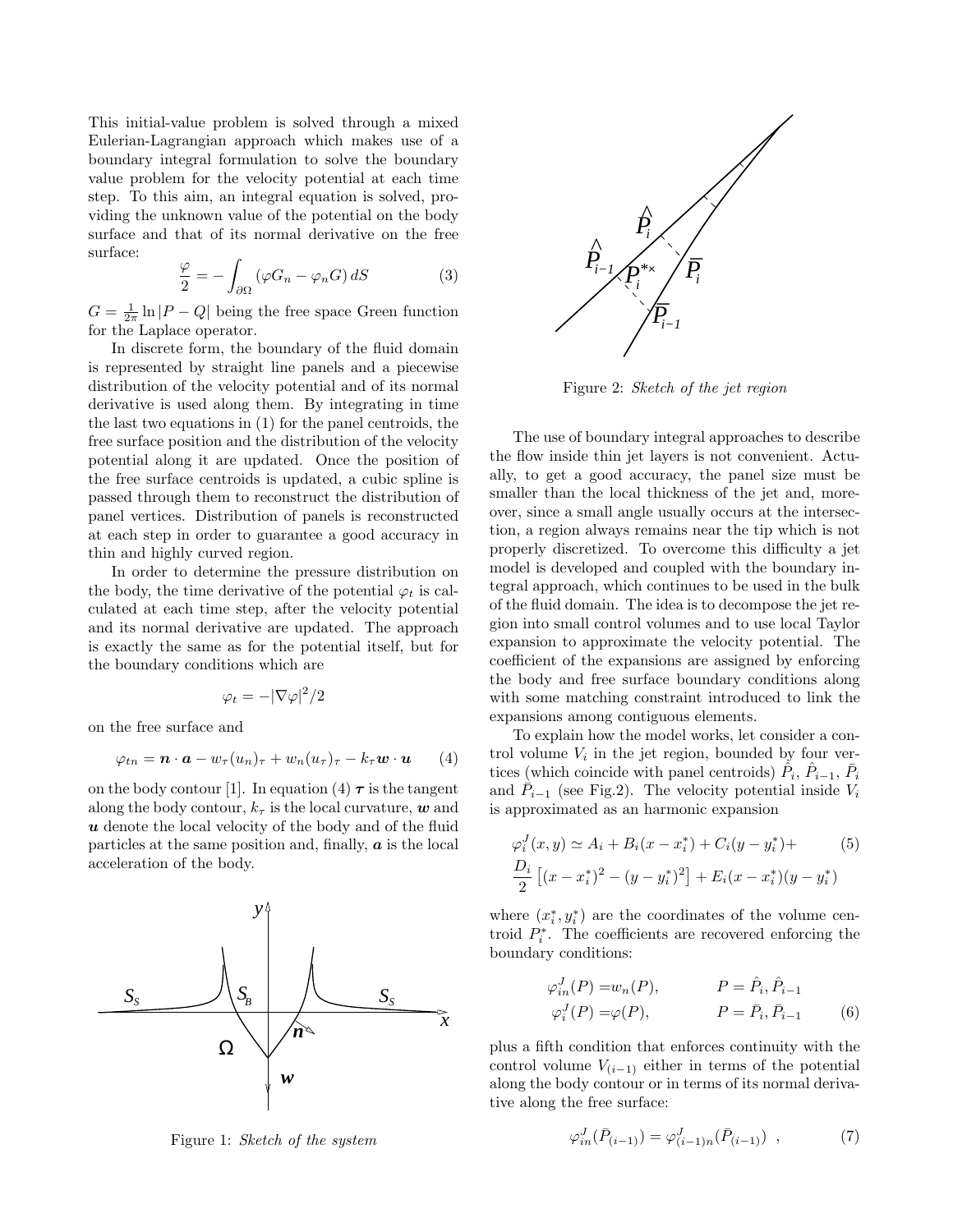This initial-value problem is solved through a mixed Eulerian-Lagrangian approach which makes use of a boundary integral formulation to solve the boundary value problem for the velocity potential at each time step. To this aim, an integral equation is solved, providing the unknown value of the potential on the body surface and that of its normal derivative on the free surface:

$$\frac{\varphi}{2} = -\int_{\partial\Omega} (\varphi G_n - \varphi_n G)\, dS \tag{3}$$

$G = \frac{1}{2\pi} \ln |P - Q|$ being the free space Green function for the Laplace operator.

In discrete form, the boundary of the fluid domain is represented by straight line panels and a piecewise distribution of the velocity potential and of its normal derivative is used along them. By integrating in time the last two equations in (1) for the panel centroids, the free surface position and the distribution of the velocity potential along it are updated. Once the position of the free surface centroids is updated, a cubic spline is passed through them to reconstruct the distribution of panel vertices. Distribution of panels is reconstructed at each step in order to guarantee a good accuracy in thin and highly curved region.

In order to determine the pressure distribution on the body, the time derivative of the potential $\varphi_t$ is calculated at each time step, after the velocity potential and its normal derivative are updated. The approach is exactly the same as for the potential itself, but for the boundary conditions which are

$$\varphi_t = -|\nabla\varphi|^2/2$$

on the free surface and

$$\varphi_{tn} = \boldsymbol{n} \cdot \boldsymbol{a} - w_\tau (u_n)_\tau + w_n (u_\tau)_\tau - k_\tau \boldsymbol{w} \cdot \boldsymbol{u} \tag{4}$$

on the body contour [1]. In equation (4) $\boldsymbol{\tau}$ is the tangent along the body contour, $k_\tau$ is the local curvature, $\boldsymbol{w}$ and $\boldsymbol{u}$ denote the local velocity of the body and of the fluid particles at the same position and, finally, $\boldsymbol{a}$ is the local acceleration of the body.

Figure 1: *Sketch of the system*

Figure 2: *Sketch of the jet region*

The use of boundary integral approaches to describe the flow inside thin jet layers is not convenient. Actually, to get a good accuracy, the panel size must be smaller than the local thickness of the jet and, moreover, since a small angle usually occurs at the intersection, a region always remains near the tip which is not properly discretized. To overcome this difficulty a jet model is developed and coupled with the boundary integral approach, which continues to be used in the bulk of the fluid domain. The idea is to decompose the jet region into small control volumes and to use local Taylor expansion to approximate the velocity potential. The coefficient of the expansions are assigned by enforcing the body and free surface boundary conditions along with some matching constraint introduced to link the expansions among contiguous elements.

To explain how the model works, let consider a control volume $V_i$ in the jet region, bounded by four vertices (which coincide with panel centroids) $\hat{P}_i$, $\hat{P}_{i-1}$, $\bar{P}_i$ and $\bar{P}_{i-1}$ (see Fig.2). The velocity potential inside $V_i$ is approximated as an harmonic expansion

$$\begin{aligned}\varphi_i^J(x,y) \simeq\ & A_i + B_i(x - x_i^*) + C_i(y - y_i^*) + \\ & \frac{D_i}{2}\left[(x - x_i^*)^2 - (y - y_i^*)^2\right] + E_i(x - x_i^*)(y - y_i^*)\end{aligned} \tag{5}$$

where $(x_i^*, y_i^*)$ are the coordinates of the volume centroid $P_i^*$. The coefficients are recovered enforcing the boundary conditions:

$$\begin{aligned}\varphi_{in}^J(P) &= w_n(P), \qquad & P = \hat{P}_i, \hat{P}_{i-1} \\ \varphi_i^J(P) &= \varphi(P), \qquad & P = \bar{P}_i, \bar{P}_{i-1}\end{aligned} \tag{6}$$

plus a fifth condition that enforces continuity with the control volume $V_{(i-1)}$ either in terms of the potential along the body contour or in terms of its normal derivative along the free surface:

$$\varphi_{in}^J(\bar{P}_{(i-1)}) = \varphi_{(i-1)n}^J(\bar{P}_{(i-1)}) \ , \tag{7}$$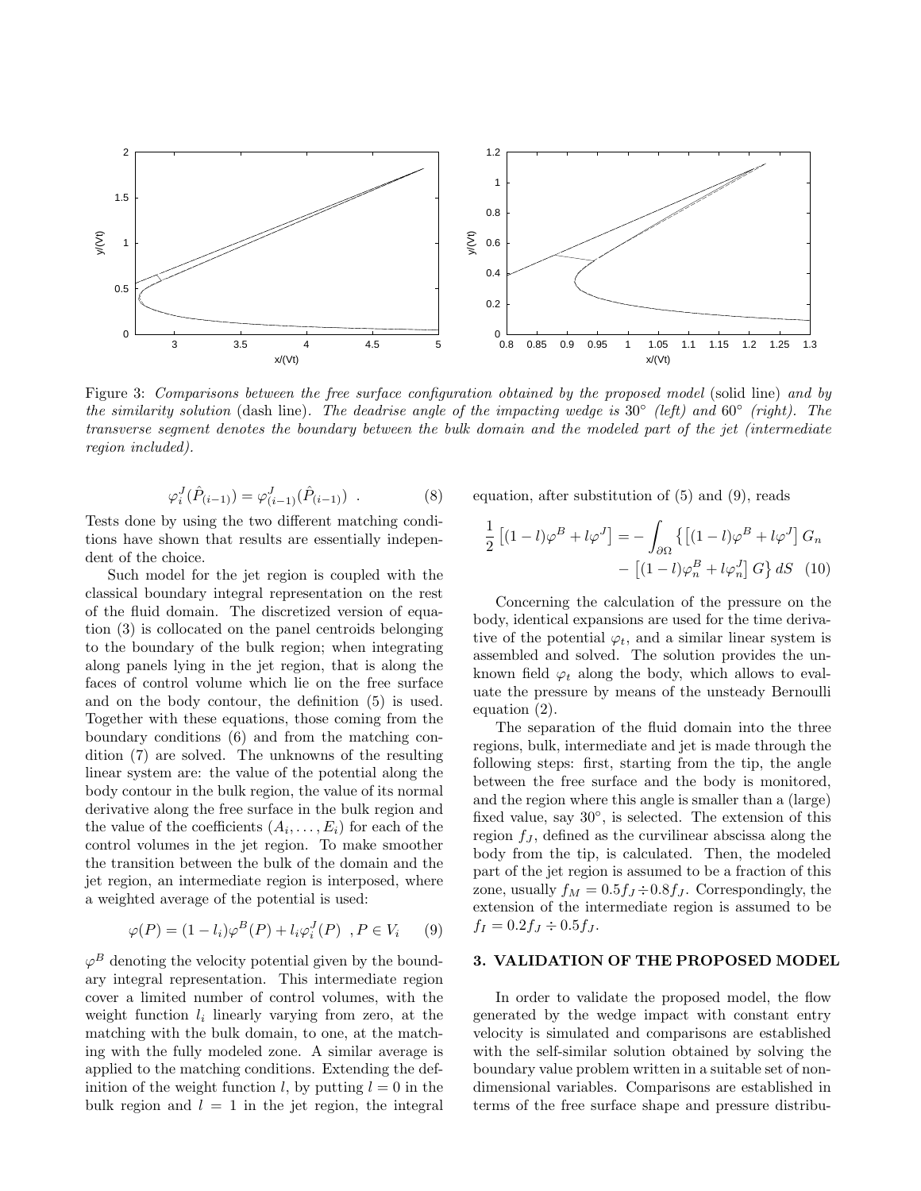Figure 3: *Comparisons between the free surface configuration obtained by the proposed model* (solid line) *and by the similarity solution* (dash line). *The deadrise angle of the impacting wedge is* 30° *(left) and* 60° *(right). The transverse segment denotes the boundary between the bulk domain and the modeled part of the jet (intermediate region included).*

$$\varphi_i^J(\hat{P}_{(i-1)}) = \varphi_{(i-1)}^J(\hat{P}_{(i-1)}) \ . \qquad (8)$$

Tests done by using the two different matching conditions have shown that results are essentially independent of the choice.

Such model for the jet region is coupled with the classical boundary integral representation on the rest of the fluid domain. The discretized version of equation (3) is collocated on the panel centroids belonging to the boundary of the bulk region; when integrating along panels lying in the jet region, that is along the faces of control volume which lie on the free surface and on the body contour, the definition (5) is used. Together with these equations, those coming from the boundary conditions (6) and from the matching condition (7) are solved. The unknowns of the resulting linear system are: the value of the potential along the body contour in the bulk region, the value of its normal derivative along the free surface in the bulk region and the value of the coefficients $(A_i, \ldots, E_i)$ for each of the control volumes in the jet region. To make smoother the transition between the bulk of the domain and the jet region, an intermediate region is interposed, where a weighted average of the potential is used:

$$\varphi(P) = (1 - l_i)\varphi^B(P) + l_i\varphi_i^J(P) \ \ , P \in V_i \qquad (9)$$

$\varphi^B$ denoting the velocity potential given by the boundary integral representation. This intermediate region cover a limited number of control volumes, with the weight function $l_i$ linearly varying from zero, at the matching with the bulk domain, to one, at the matching with the fully modeled zone. A similar average is applied to the matching conditions. Extending the definition of the weight function $l$, by putting $l = 0$ in the bulk region and $l = 1$ in the jet region, the integral equation, after substitution of (5) and (9), reads

$$\frac{1}{2}\left[(1-l)\varphi^B + l\varphi^J\right] = -\int_{\partial\Omega}\left\{\left[(1-l)\varphi^B + l\varphi^J\right]G_n - \left[(1-l)\varphi_n^B + l\varphi_n^J\right]G\right\}dS \quad (10)$$

Concerning the calculation of the pressure on the body, identical expansions are used for the time derivative of the potential $\varphi_t$, and a similar linear system is assembled and solved. The solution provides the unknown field $\varphi_t$ along the body, which allows to evaluate the pressure by means of the unsteady Bernoulli equation (2).

The separation of the fluid domain into the three regions, bulk, intermediate and jet is made through the following steps: first, starting from the tip, the angle between the free surface and the body is monitored, and the region where this angle is smaller than a (large) fixed value, say 30°, is selected. The extension of this region $f_J$, defined as the curvilinear abscissa along the body from the tip, is calculated. Then, the modeled part of the jet region is assumed to be a fraction of this zone, usually $f_M = 0.5f_J \div 0.8f_J$. Correspondingly, the extension of the intermediate region is assumed to be $f_I = 0.2f_J \div 0.5f_J$.

## 3. VALIDATION OF THE PROPOSED MODEL

In order to validate the proposed model, the flow generated by the wedge impact with constant entry velocity is simulated and comparisons are established with the self-similar solution obtained by solving the boundary value problem written in a suitable set of non-dimensional variables. Comparisons are established in terms of the free surface shape and pressure distribu-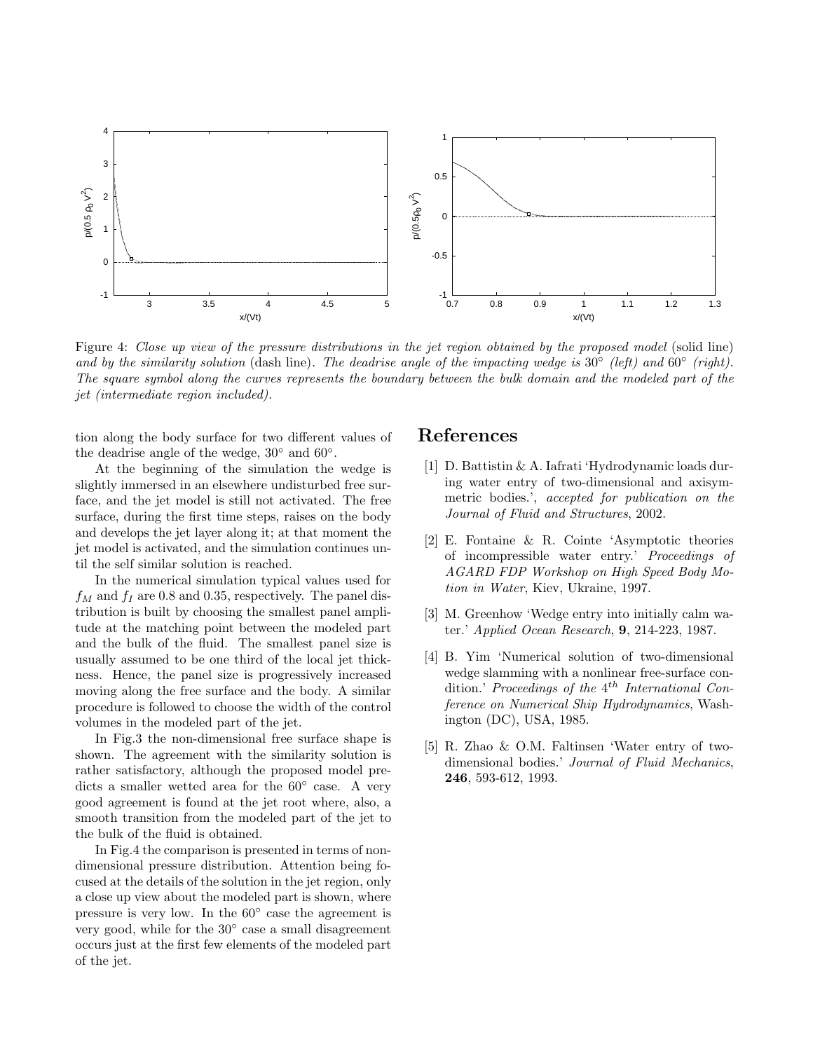4
3
2
1
0
-1
$p/(0.5\,\rho_0\,V^2)$
3
3.5
4
4.5
5
x/(Vt)

1
0.5
0
-0.5
-1
$p/(0.5\rho_0\,V^2)$
0.7
0.8
0.9
1
1.1
1.2
1.3
x/(Vt)

Figure 4: *Close up view of the pressure distributions in the jet region obtained by the proposed model* (solid line) *and by the similarity solution* (dash line). *The deadrise angle of the impacting wedge is* 30° *(left) and* 60° *(right). The square symbol along the curves represents the boundary between the bulk domain and the modeled part of the jet (intermediate region included).*

tion along the body surface for two different values of the deadrise angle of the wedge, 30° and 60°.

At the beginning of the simulation the wedge is slightly immersed in an elsewhere undisturbed free surface, and the jet model is still not activated. The free surface, during the first time steps, raises on the body and develops the jet layer along it; at that moment the jet model is activated, and the simulation continues until the self similar solution is reached.

In the numerical simulation typical values used for $f_M$ and $f_I$ are 0.8 and 0.35, respectively. The panel distribution is built by choosing the smallest panel amplitude at the matching point between the modeled part and the bulk of the fluid. The smallest panel size is usually assumed to be one third of the local jet thickness. Hence, the panel size is progressively increased moving along the free surface and the body. A similar procedure is followed to choose the width of the control volumes in the modeled part of the jet.

In Fig.3 the non-dimensional free surface shape is shown. The agreement with the similarity solution is rather satisfactory, although the proposed model predicts a smaller wetted area for the 60° case. A very good agreement is found at the jet root where, also, a smooth transition from the modeled part of the jet to the bulk of the fluid is obtained.

In Fig.4 the comparison is presented in terms of non-dimensional pressure distribution. Attention being focused at the details of the solution in the jet region, only a close up view about the modeled part is shown, where pressure is very low. In the 60° case the agreement is very good, while for the 30° case a small disagreement occurs just at the first few elements of the modeled part of the jet.

# References

[1] D. Battistin & A. Iafrati 'Hydrodynamic loads during water entry of two-dimensional and axisymmetric bodies.', *accepted for publication on the Journal of Fluid and Structures*, 2002.

[2] E. Fontaine & R. Cointe 'Asymptotic theories of incompressible water entry.' *Proceedings of AGARD FDP Workshop on High Speed Body Motion in Water*, Kiev, Ukraine, 1997.

[3] M. Greenhow 'Wedge entry into initially calm water.' *Applied Ocean Research*, **9**, 214-223, 1987.

[4] B. Yim 'Numerical solution of two-dimensional wedge slamming with a nonlinear free-surface condition.' *Proceedings of the* $4^{th}$ *International Conference on Numerical Ship Hydrodynamics*, Washington (DC), USA, 1985.

[5] R. Zhao & O.M. Faltinsen 'Water entry of two-dimensional bodies.' *Journal of Fluid Mechanics*, **246**, 593-612, 1993.